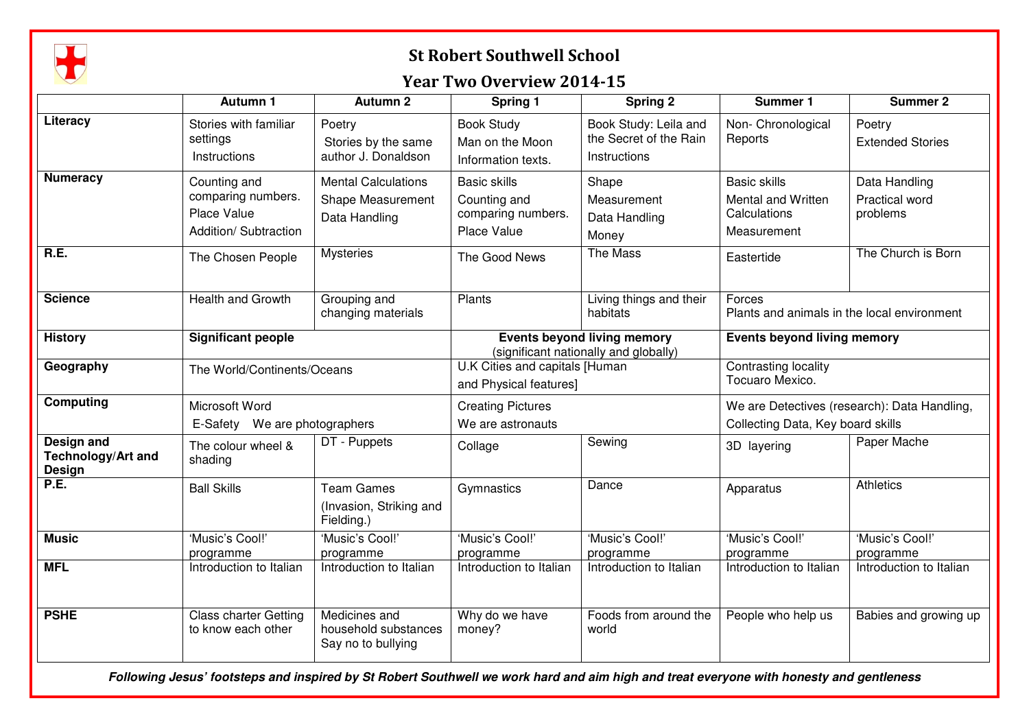# St Robert Southwell School

## Year Two Overview 2014-15

| | Autumn 1 | Autumn 2 | Spring 1 | Spring 2 | Summer 1 | Summer 2 |
|---|---|---|---|---|---|---|
| **Literacy** | Stories with familiar settings<br>Instructions | Poetry<br>Stories by the same author J. Donaldson | Book Study<br>Man on the Moon<br>Information texts. | Book Study: Leila and the Secret of the Rain<br>Instructions | Non- Chronological Reports | Poetry<br>Extended Stories |
| **Numeracy** | Counting and comparing numbers.<br>Place Value<br>Addition/ Subtraction | Mental Calculations<br>Shape Measurement<br>Data Handling | Basic skills<br>Counting and comparing numbers.<br>Place Value | Shape<br>Measurement<br>Data Handling<br>Money | Basic skills<br>Mental and Written Calculations<br>Measurement | Data Handling<br>Practical word problems |
| **R.E.** | The Chosen People | Mysteries | The Good News | The Mass | Eastertide | The Church is Born |
| **Science** | Health and Growth | Grouping and changing materials | Plants | Living things and their habitats | Forces<br>Plants and animals in the local environment | |
| **History** | **Significant people** | | **Events beyond living memory** (significant nationally and globally) | | **Events beyond living memory** | |
| **Geography** | The World/Continents/Oceans | | U.K Cities and capitals [Human and Physical features] | | Contrasting locality<br>Tocuaro Mexico. | |
| **Computing** | Microsoft Word<br>E-Safety We are photographers | | Creating Pictures<br>We are astronauts | | We are Detectives (research): Data Handling, Collecting Data, Key board skills | |
| **Design and Technology/Art and Design** | The colour wheel & shading | DT - Puppets | Collage | Sewing | 3D layering | Paper Mache |
| **P.E.** | Ball Skills | Team Games<br>(Invasion, Striking and Fielding.) | Gymnastics | Dance | Apparatus | Athletics |
| **Music** | 'Music's Cool!' programme | 'Music's Cool!' programme | 'Music's Cool!' programme | 'Music's Cool!' programme | 'Music's Cool!' programme | 'Music's Cool!' programme |
| **MFL** | Introduction to Italian | Introduction to Italian | Introduction to Italian | Introduction to Italian | Introduction to Italian | Introduction to Italian |
| **PSHE** | Class charter Getting to know each other | Medicines and household substances<br>Say no to bullying | Why do we have money? | Foods from around the world | People who help us | Babies and growing up |

***Following Jesus' footsteps and inspired by St Robert Southwell we work hard and aim high and treat everyone with honesty and gentleness***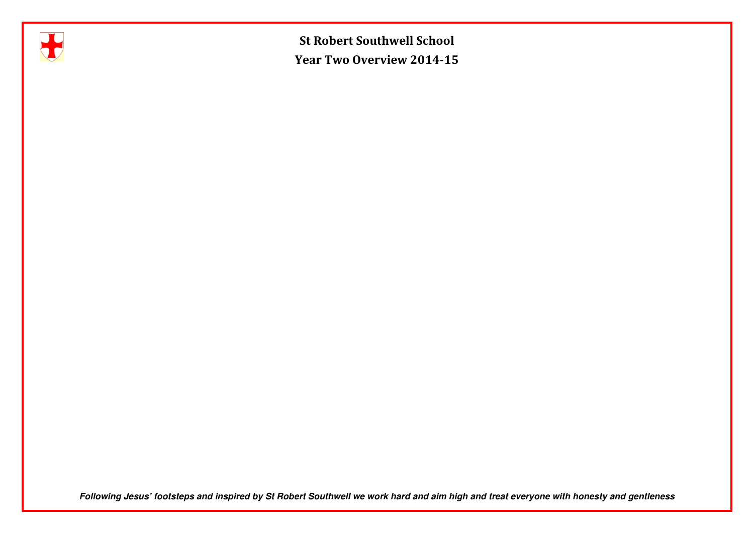# St Robert Southwell School

## Year Two Overview 2014-15

***Following Jesus' footsteps and inspired by St Robert Southwell we work hard and aim high and treat everyone with honesty and gentleness***